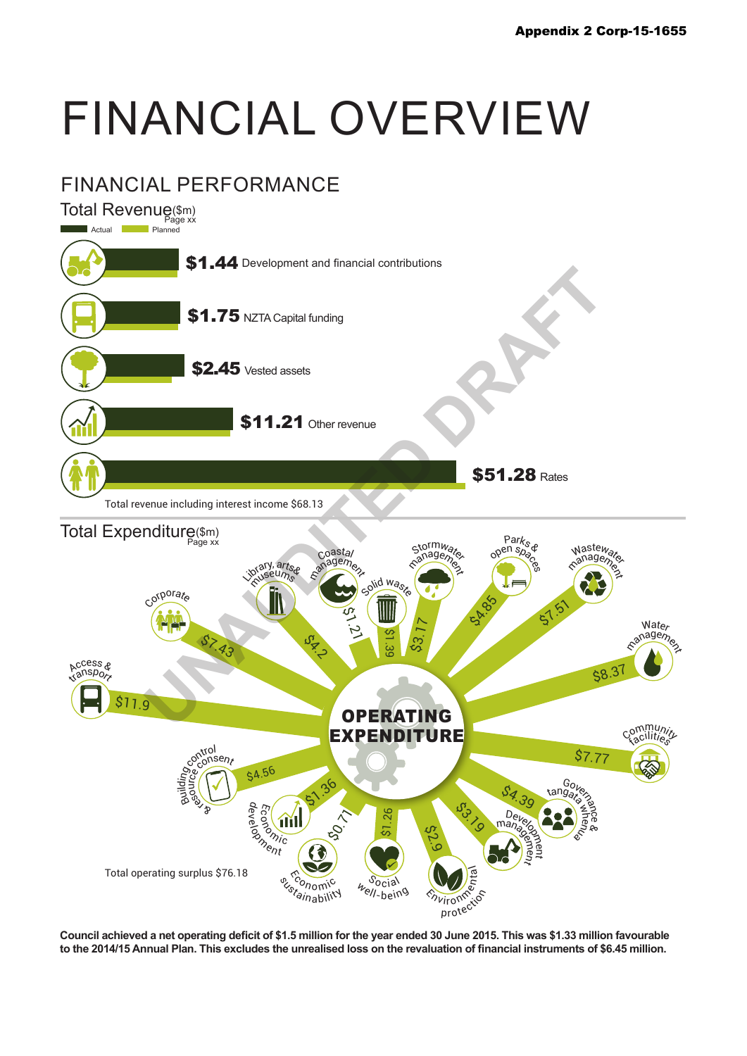# FINANCIAL OVERVIEW

## FINANCIAL PERFORMANCE

### Total Revenue ($m)

Page xx

Actual | Planned

| Amount | Category |
|---|---|
| $1.44 | Development and financial contributions |
| $1.75 | NZTA Capital funding |
| $2.45 | Vested assets |
| $11.21 | Other revenue |
| $51.28 | Rates |

Total revenue including interest income $68.13

### Total Expenditure ($m)

Page xx

**OPERATING EXPENDITURE**

| Category | Amount |
|---|---|
| Access & transport | $11.9 |
| Corporate | $7.43 |
| Library, arts & museums | $4.2 |
| Coastal management | $1.21 |
| Solid waste | $1.39 |
| Stormwater management | $3.17 |
| Parks & open spaces | $4.85 |
| Wastewater management | $7.51 |
| Water management | $8.37 |
| Community facilities | $7.77 |
| Governance & tangata whenua | $4.39 |
| Development management | $3.19 |
| Environmental protection | $2.9 |
| Social well-being | $1.26 |
| Economic sustainability | $0.71 |
| Economic development | $1.36 |
| Building control & resource consent | $4.56 |

Total operating surplus $76.18

UNAUDITED DRAFT

**Council achieved a net operating deficit of $1.5 million for the year ended 30 June 2015. This was $1.33 million favourable to the 2014/15 Annual Plan. This excludes the unrealised loss on the revaluation of financial instruments of $6.45 million.**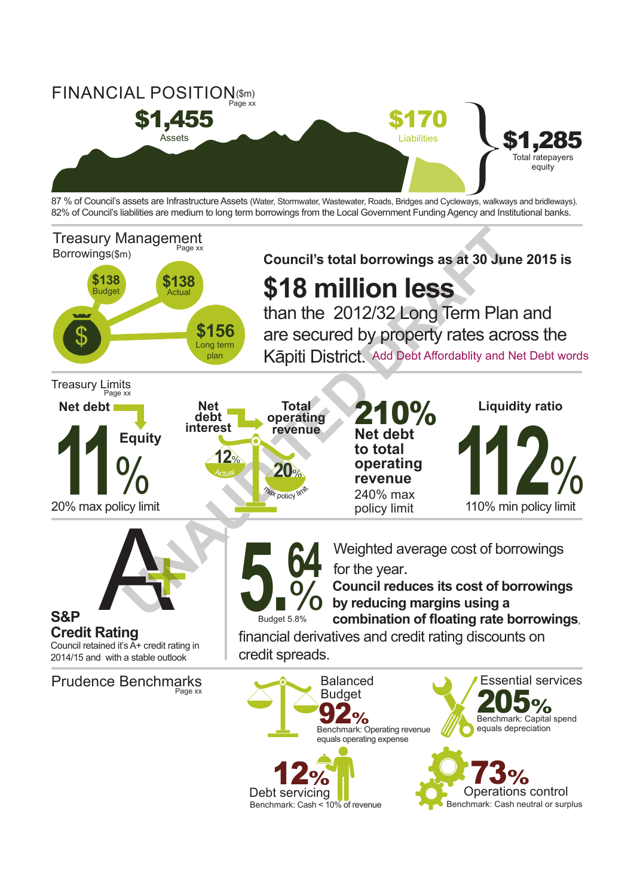# FINANCIAL POSITION($m)

Page xx

**$1,455**
Assets

**$170**
Liabilities

**$1,285**
Total ratepayers equity

87 % of Council's assets are Infrastructure Assets (Water, Stormwater, Wastewater, Roads, Bridges and Cycleways, walkways and bridleways).
82% of Council's liabilities are medium to long term borrowings from the Local Government Funding Agency and Institutional banks.

## Treasury Management

Page xx

Borrowings($m)

**$138** Budget

**$138** Actual

**$156** Long term plan

**Council's total borrowings as at 30 June 2015 is**

# $18 million less

than the 2012/32 Long Term Plan and are secured by property rates across the Kāpiti District. Add Debt Affordablity and Net Debt words

## Treasury Limits

Page xx

**Net debt**

**Equity**

**11%**

20% max policy limit

**Net debt interest**

**Total operating revenue**

12% Actual

20% max policy limit

**210%**
**Net debt to total operating revenue**
240% max policy limit

**Liquidity ratio**

**112%**

110% min policy limit

**A+**

**S&P Credit Rating**
Council retained it's A+ credit rating in 2014/15 and with a stable outlook

**5.64%**
Budget 5.8%

Weighted average cost of borrowings for the year.
**Council reduces its cost of borrowings by reducing margins using a combination of floating rate borrowings**, financial derivatives and credit rating discounts on credit spreads.

UNAUDITED DRAFT

## Prudence Benchmarks

Page xx

Balanced Budget
**92%**
Benchmark: Operating revenue equals operating expense

Essential services
**205%**
Benchmark: Capital spend equals depreciation

**12%**
Debt servicing
Benchmark: Cash < 10% of revenue

**73%**
Operations control
Benchmark: Cash neutral or surplus